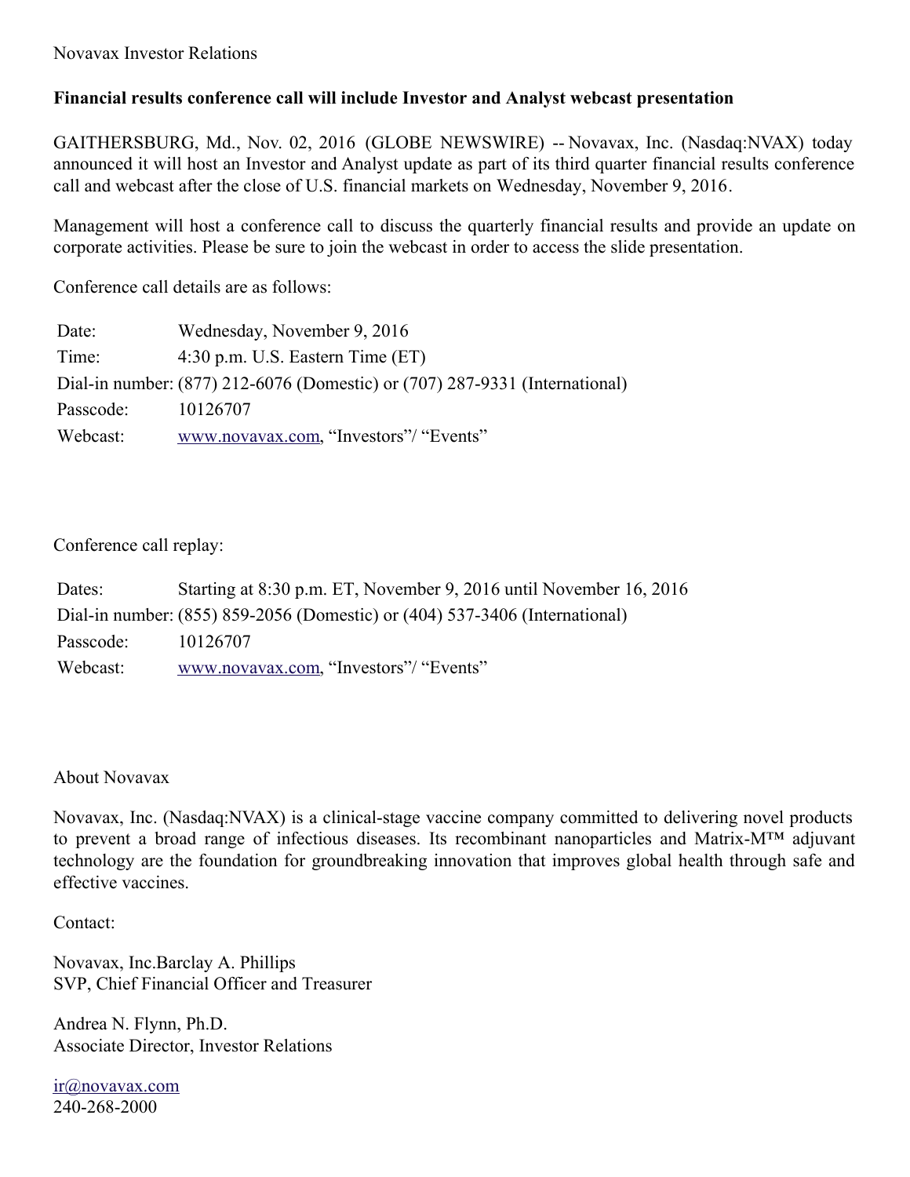Novavax Investor Relations

**Financial results conference call will include Investor and Analyst webcast presentation**

GAITHERSBURG, Md., Nov. 02, 2016 (GLOBE NEWSWIRE) -- Novavax, Inc. (Nasdaq:NVAX) today announced it will host an Investor and Analyst update as part of its third quarter financial results conference call and webcast after the close of U.S. financial markets on Wednesday, November 9, 2016.

Management will host a conference call to discuss the quarterly financial results and provide an update on corporate activities. Please be sure to join the webcast in order to access the slide presentation.

Conference call details are as follows:

| | |
|---|---|
| Date: | Wednesday, November 9, 2016 |
| Time: | 4:30 p.m. U.S. Eastern Time (ET) |
| Dial-in number: | (877) 212-6076 (Domestic) or (707) 287-9331 (International) |
| Passcode: | 10126707 |
| Webcast: | www.novavax.com, “Investors”/ “Events” |

Conference call replay:

| | |
|---|---|
| Dates: | Starting at 8:30 p.m. ET, November 9, 2016 until November 16, 2016 |
| Dial-in number: | (855) 859-2056 (Domestic) or (404) 537-3406 (International) |
| Passcode: | 10126707 |
| Webcast: | www.novavax.com, “Investors”/ “Events” |

About Novavax

Novavax, Inc. (Nasdaq:NVAX) is a clinical-stage vaccine company committed to delivering novel products to prevent a broad range of infectious diseases. Its recombinant nanoparticles and Matrix-M™ adjuvant technology are the foundation for groundbreaking innovation that improves global health through safe and effective vaccines.

Contact:

Novavax, Inc.Barclay A. Phillips
SVP, Chief Financial Officer and Treasurer

Andrea N. Flynn, Ph.D.
Associate Director, Investor Relations

ir@novavax.com
240-268-2000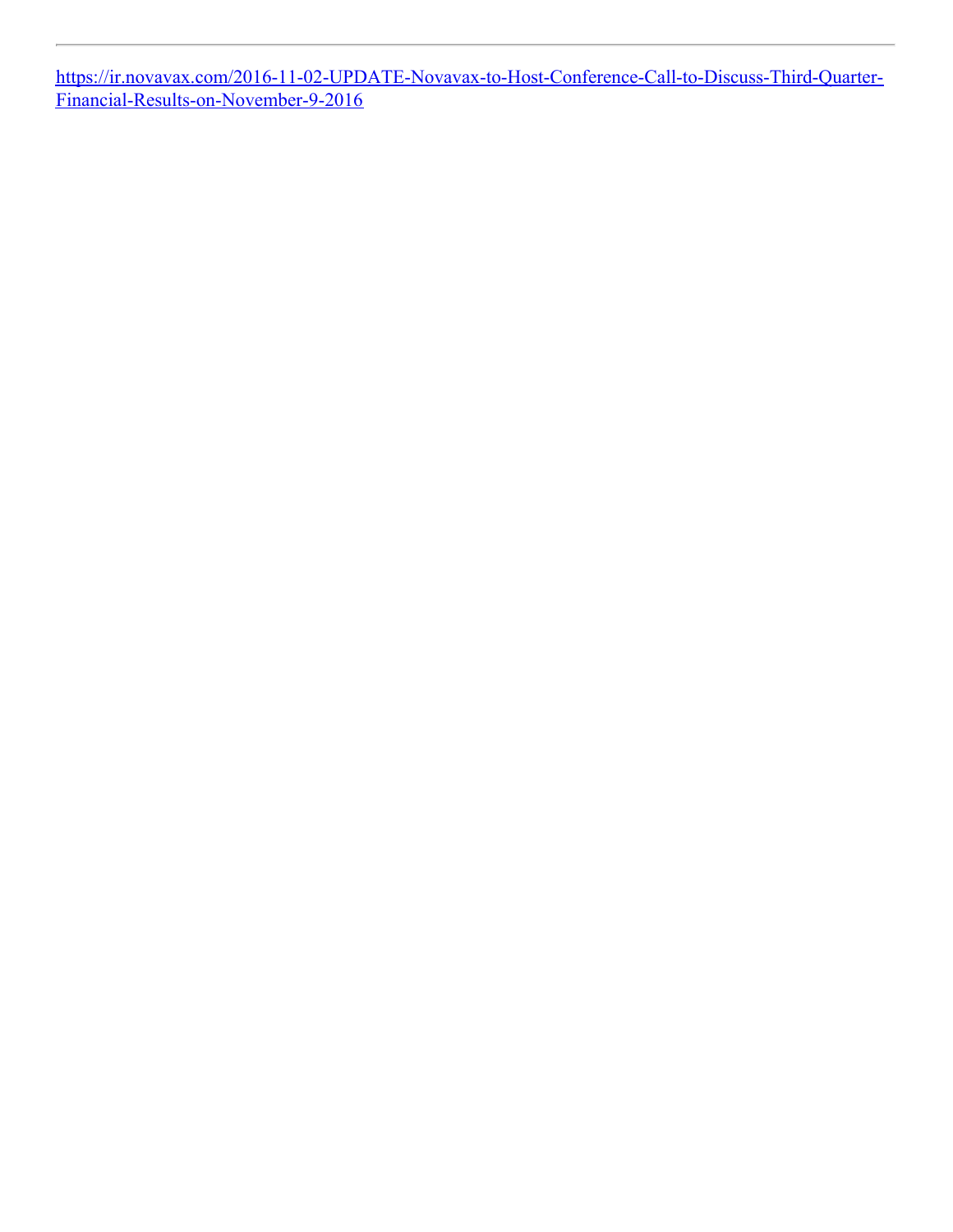https://ir.novavax.com/2016-11-02-UPDATE-Novavax-to-Host-Conference-Call-to-Discuss-Third-Quarter-Financial-Results-on-November-9-2016